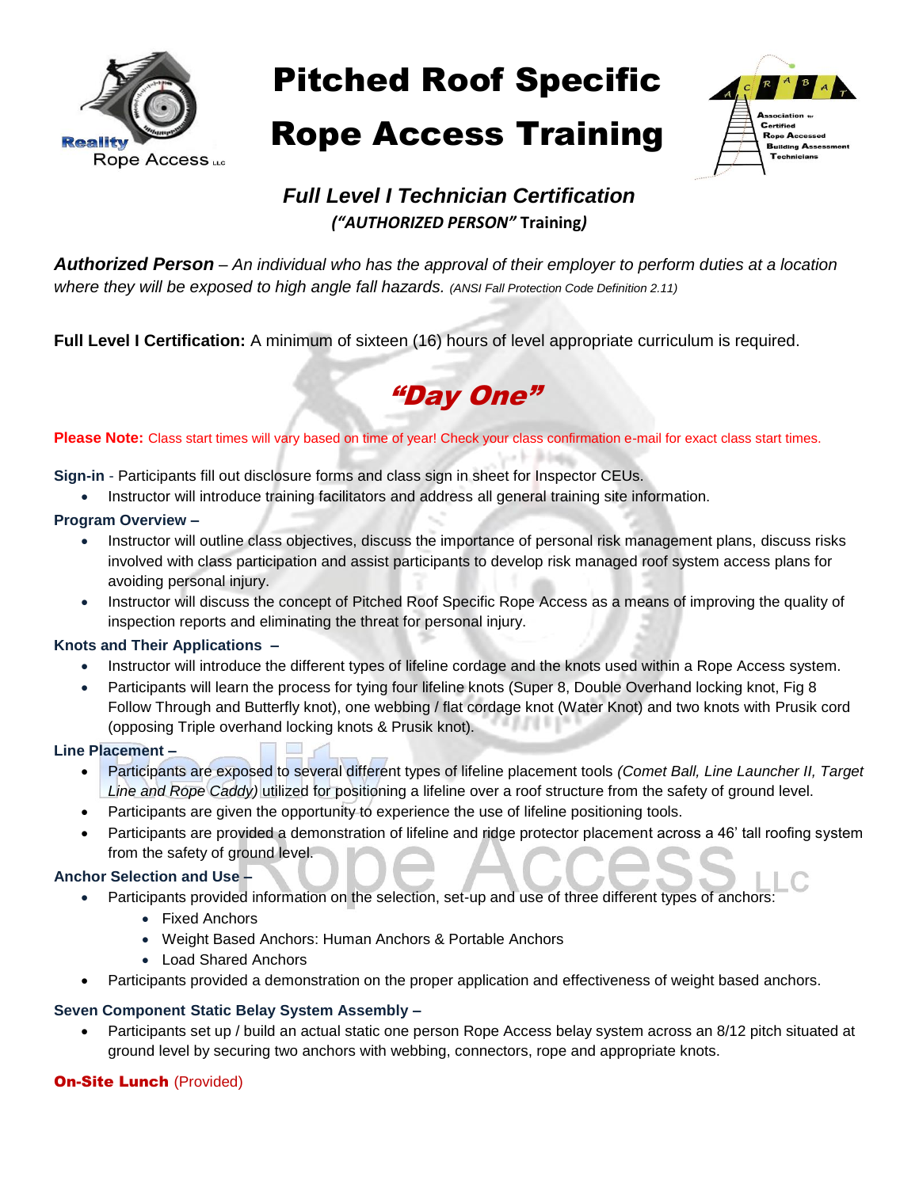# Pitched Roof Specific Rope Access Training

## *Full Level I Technician Certification*

***("AUTHORIZED PERSON" Training)***

***Authorized Person** – An individual who has the approval of their employer to perform duties at a location where they will be exposed to high angle fall hazards.* *(ANSI Fall Protection Code Definition 2.11)*

**Full Level I Certification:** A minimum of sixteen (16) hours of level appropriate curriculum is required.

## *"Day One"*

**Please Note:** Class start times will vary based on time of year! Check your class confirmation e-mail for exact class start times.

**Sign-in** - Participants fill out disclosure forms and class sign in sheet for Inspector CEUs.

- Instructor will introduce training facilitators and address all general training site information.

**Program Overview –**

- Instructor will outline class objectives, discuss the importance of personal risk management plans, discuss risks involved with class participation and assist participants to develop risk managed roof system access plans for avoiding personal injury.
- Instructor will discuss the concept of Pitched Roof Specific Rope Access as a means of improving the quality of inspection reports and eliminating the threat for personal injury.

**Knots and Their Applications –**

- Instructor will introduce the different types of lifeline cordage and the knots used within a Rope Access system.
- Participants will learn the process for tying four lifeline knots (Super 8, Double Overhand locking knot, Fig 8 Follow Through and Butterfly knot), one webbing / flat cordage knot (Water Knot) and two knots with Prusik cord (opposing Triple overhand locking knots & Prusik knot).

**Line Placement –**

- Participants are exposed to several different types of lifeline placement tools *(Comet Ball, Line Launcher II, Target Line and Rope Caddy)* utilized for positioning a lifeline over a roof structure from the safety of ground level.
- Participants are given the opportunity to experience the use of lifeline positioning tools.
- Participants are provided a demonstration of lifeline and ridge protector placement across a 46' tall roofing system from the safety of ground level.

**Anchor Selection and Use –**

- Participants provided information on the selection, set-up and use of three different types of anchors:
  - Fixed Anchors
  - Weight Based Anchors: Human Anchors & Portable Anchors
  - Load Shared Anchors
- Participants provided a demonstration on the proper application and effectiveness of weight based anchors.

**Seven Component Static Belay System Assembly –**

- Participants set up / build an actual static one person Rope Access belay system across an 8/12 pitch situated at ground level by securing two anchors with webbing, connectors, rope and appropriate knots.

**On-Site Lunch** (Provided)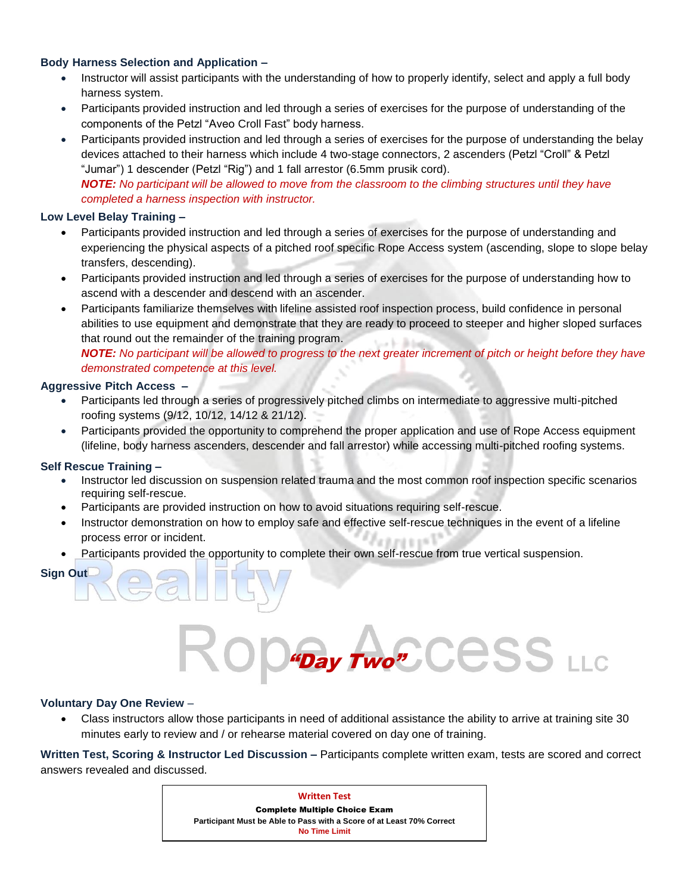**Body Harness Selection and Application –**

- Instructor will assist participants with the understanding of how to properly identify, select and apply a full body harness system.
- Participants provided instruction and led through a series of exercises for the purpose of understanding of the components of the Petzl "Aveo Croll Fast" body harness.
- Participants provided instruction and led through a series of exercises for the purpose of understanding the belay devices attached to their harness which include 4 two-stage connectors, 2 ascenders (Petzl "Croll" & Petzl "Jumar") 1 descender (Petzl "Rig") and 1 fall arrestor (6.5mm prusik cord).
  ***NOTE:*** *No participant will be allowed to move from the classroom to the climbing structures until they have completed a harness inspection with instructor.*

**Low Level Belay Training –**

- Participants provided instruction and led through a series of exercises for the purpose of understanding and experiencing the physical aspects of a pitched roof specific Rope Access system (ascending, slope to slope belay transfers, descending).
- Participants provided instruction and led through a series of exercises for the purpose of understanding how to ascend with a descender and descend with an ascender.
- Participants familiarize themselves with lifeline assisted roof inspection process, build confidence in personal abilities to use equipment and demonstrate that they are ready to proceed to steeper and higher sloped surfaces that round out the remainder of the training program.
  ***NOTE:*** *No participant will be allowed to progress to the next greater increment of pitch or height before they have demonstrated competence at this level.*

**Aggressive Pitch Access –**

- Participants led through a series of progressively pitched climbs on intermediate to aggressive multi-pitched roofing systems (9/12, 10/12, 14/12 & 21/12).
- Participants provided the opportunity to comprehend the proper application and use of Rope Access equipment (lifeline, body harness ascenders, descender and fall arrestor) while accessing multi-pitched roofing systems.

**Self Rescue Training –**

- Instructor led discussion on suspension related trauma and the most common roof inspection specific scenarios requiring self-rescue.
- Participants are provided instruction on how to avoid situations requiring self-rescue.
- Instructor demonstration on how to employ safe and effective self-rescue techniques in the event of a lifeline process error or incident.
- Participants provided the opportunity to complete their own self-rescue from true vertical suspension.

**Sign Out**

## ***"Day Two"***

**Voluntary Day One Review** –

- Class instructors allow those participants in need of additional assistance the ability to arrive at training site 30 minutes early to review and / or rehearse material covered on day one of training.

**Written Test, Scoring & Instructor Led Discussion –** Participants complete written exam, tests are scored and correct answers revealed and discussed.

| Written Test |
|---|
| **Complete Multiple Choice Exam** |
| **Participant Must be Able to Pass with a Score of at Least 70% Correct** |
| **No Time Limit** |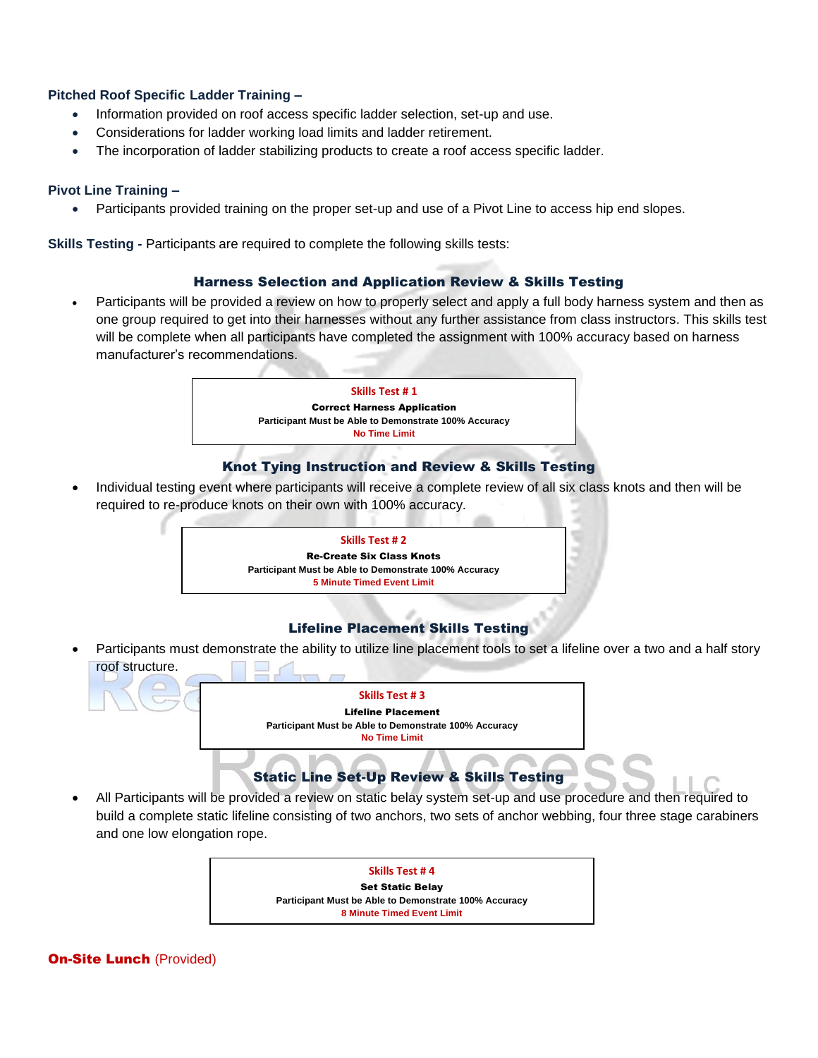**Pitched Roof Specific Ladder Training –**

- Information provided on roof access specific ladder selection, set-up and use.
- Considerations for ladder working load limits and ladder retirement.
- The incorporation of ladder stabilizing products to create a roof access specific ladder.

**Pivot Line Training –**

- Participants provided training on the proper set-up and use of a Pivot Line to access hip end slopes.

**Skills Testing -** Participants are required to complete the following skills tests:

### Harness Selection and Application Review & Skills Testing

- Participants will be provided a review on how to properly select and apply a full body harness system and then as one group required to get into their harnesses without any further assistance from class instructors. This skills test will be complete when all participants have completed the assignment with 100% accuracy based on harness manufacturer's recommendations.

> **Skills Test # 1**
> **Correct Harness Application**
> **Participant Must be Able to Demonstrate 100% Accuracy**
> **No Time Limit**

### Knot Tying Instruction and Review & Skills Testing

- Individual testing event where participants will receive a complete review of all six class knots and then will be required to re-produce knots on their own with 100% accuracy.

> **Skills Test # 2**
> **Re-Create Six Class Knots**
> **Participant Must be Able to Demonstrate 100% Accuracy**
> **5 Minute Timed Event Limit**

### Lifeline Placement Skills Testing

- Participants must demonstrate the ability to utilize line placement tools to set a lifeline over a two and a half story roof structure.

> **Skills Test # 3**
> **Lifeline Placement**
> **Participant Must be Able to Demonstrate 100% Accuracy**
> **No Time Limit**

### Static Line Set-Up Review & Skills Testing

- All Participants will be provided a review on static belay system set-up and use procedure and then required to build a complete static lifeline consisting of two anchors, two sets of anchor webbing, four three stage carabiners and one low elongation rope.

> **Skills Test # 4**
> **Set Static Belay**
> **Participant Must be Able to Demonstrate 100% Accuracy**
> **8 Minute Timed Event Limit**

**On-Site Lunch** (Provided)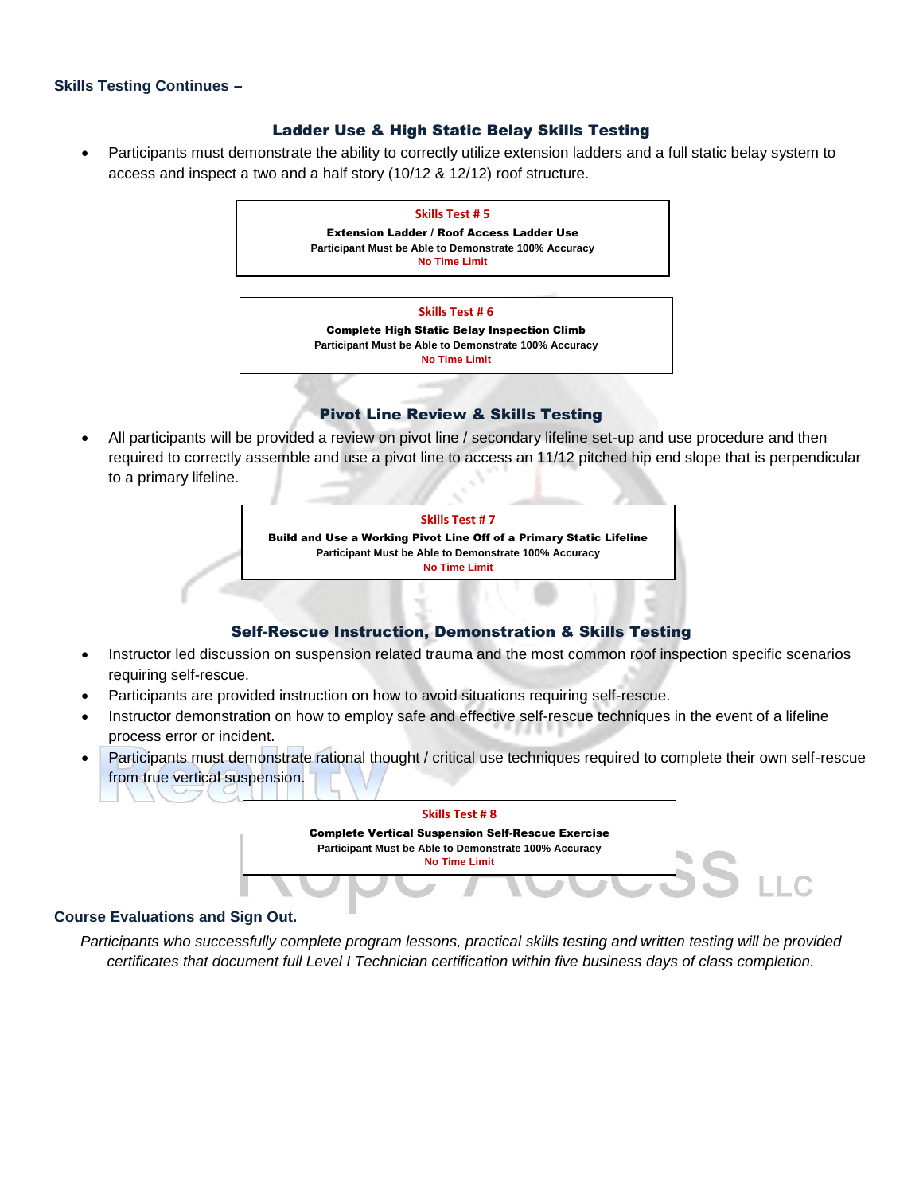**Skills Testing Continues –**

### Ladder Use & High Static Belay Skills Testing

- Participants must demonstrate the ability to correctly utilize extension ladders and a full static belay system to access and inspect a two and a half story (10/12 & 12/12) roof structure.

**Skills Test # 5**
**Extension Ladder / Roof Access Ladder Use**
**Participant Must be Able to Demonstrate 100% Accuracy**
**No Time Limit**

**Skills Test # 6**
**Complete High Static Belay Inspection Climb**
**Participant Must be Able to Demonstrate 100% Accuracy**
**No Time Limit**

### Pivot Line Review & Skills Testing

- All participants will be provided a review on pivot line / secondary lifeline set-up and use procedure and then required to correctly assemble and use a pivot line to access an 11/12 pitched hip end slope that is perpendicular to a primary lifeline.

**Skills Test # 7**
**Build and Use a Working Pivot Line Off of a Primary Static Lifeline**
**Participant Must be Able to Demonstrate 100% Accuracy**
**No Time Limit**

### Self-Rescue Instruction, Demonstration & Skills Testing

- Instructor led discussion on suspension related trauma and the most common roof inspection specific scenarios requiring self-rescue.
- Participants are provided instruction on how to avoid situations requiring self-rescue.
- Instructor demonstration on how to employ safe and effective self-rescue techniques in the event of a lifeline process error or incident.
- Participants must demonstrate rational thought / critical use techniques required to complete their own self-rescue from true vertical suspension.

**Skills Test # 8**
**Complete Vertical Suspension Self-Rescue Exercise**
**Participant Must be Able to Demonstrate 100% Accuracy**
**No Time Limit**

**Course Evaluations and Sign Out.**

*Participants who successfully complete program lessons, practical skills testing and written testing will be provided certificates that document full Level I Technician certification within five business days of class completion.*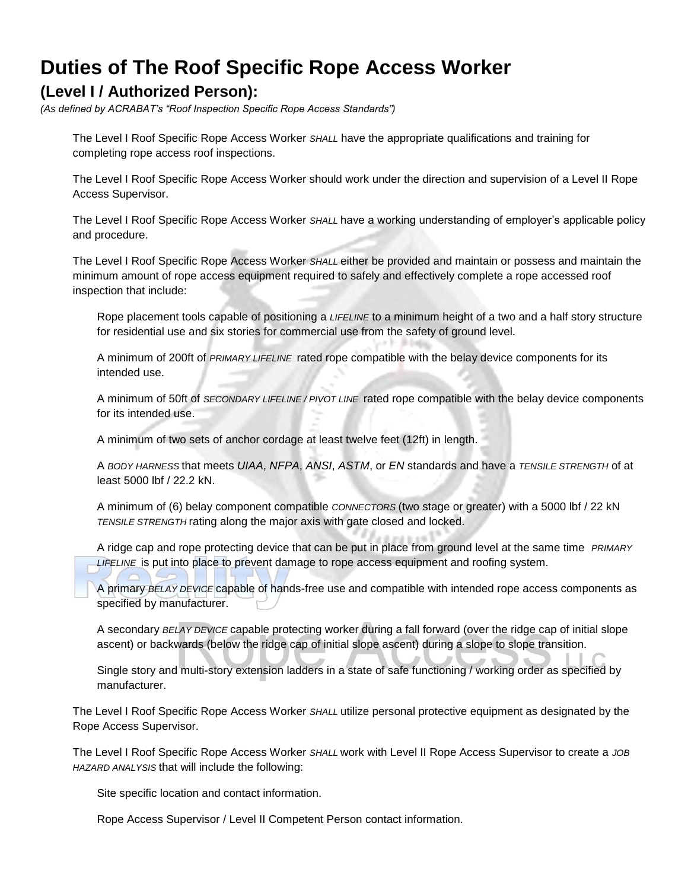# Duties of The Roof Specific Rope Access Worker

## (Level I / Authorized Person):

*(As defined by ACRABAT's "Roof Inspection Specific Rope Access Standards")*

The Level I Roof Specific Rope Access Worker *SHALL* have the appropriate qualifications and training for completing rope access roof inspections.

The Level I Roof Specific Rope Access Worker should work under the direction and supervision of a Level II Rope Access Supervisor.

The Level I Roof Specific Rope Access Worker *SHALL* have a working understanding of employer's applicable policy and procedure.

The Level I Roof Specific Rope Access Worker *SHALL* either be provided and maintain or possess and maintain the minimum amount of rope access equipment required to safely and effectively complete a rope accessed roof inspection that include:

- Rope placement tools capable of positioning a *LIFELINE* to a minimum height of a two and a half story structure for residential use and six stories for commercial use from the safety of ground level.
- A minimum of 200ft of *PRIMARY LIFELINE* rated rope compatible with the belay device components for its intended use.
- A minimum of 50ft of *SECONDARY LIFELINE / PIVOT LINE* rated rope compatible with the belay device components for its intended use.
- A minimum of two sets of anchor cordage at least twelve feet (12ft) in length.
- A *BODY HARNESS* that meets *UIAA*, *NFPA*, *ANSI*, *ASTM*, or *EN* standards and have a *TENSILE STRENGTH* of at least 5000 lbf / 22.2 kN.
- A minimum of (6) belay component compatible *CONNECTORS* (two stage or greater) with a 5000 lbf / 22 kN *TENSILE STRENGTH* rating along the major axis with gate closed and locked.
- A ridge cap and rope protecting device that can be put in place from ground level at the same time *PRIMARY LIFELINE* is put into place to prevent damage to rope access equipment and roofing system.
- A primary *BELAY DEVICE* capable of hands-free use and compatible with intended rope access components as specified by manufacturer.
- A secondary *BELAY DEVICE* capable protecting worker during a fall forward (over the ridge cap of initial slope ascent) or backwards (below the ridge cap of initial slope ascent) during a slope to slope transition.
- Single story and multi-story extension ladders in a state of safe functioning / working order as specified by manufacturer.

The Level I Roof Specific Rope Access Worker *SHALL* utilize personal protective equipment as designated by the Rope Access Supervisor.

The Level I Roof Specific Rope Access Worker *SHALL* work with Level II Rope Access Supervisor to create a *JOB HAZARD ANALYSIS* that will include the following:

- Site specific location and contact information.
- Rope Access Supervisor / Level II Competent Person contact information.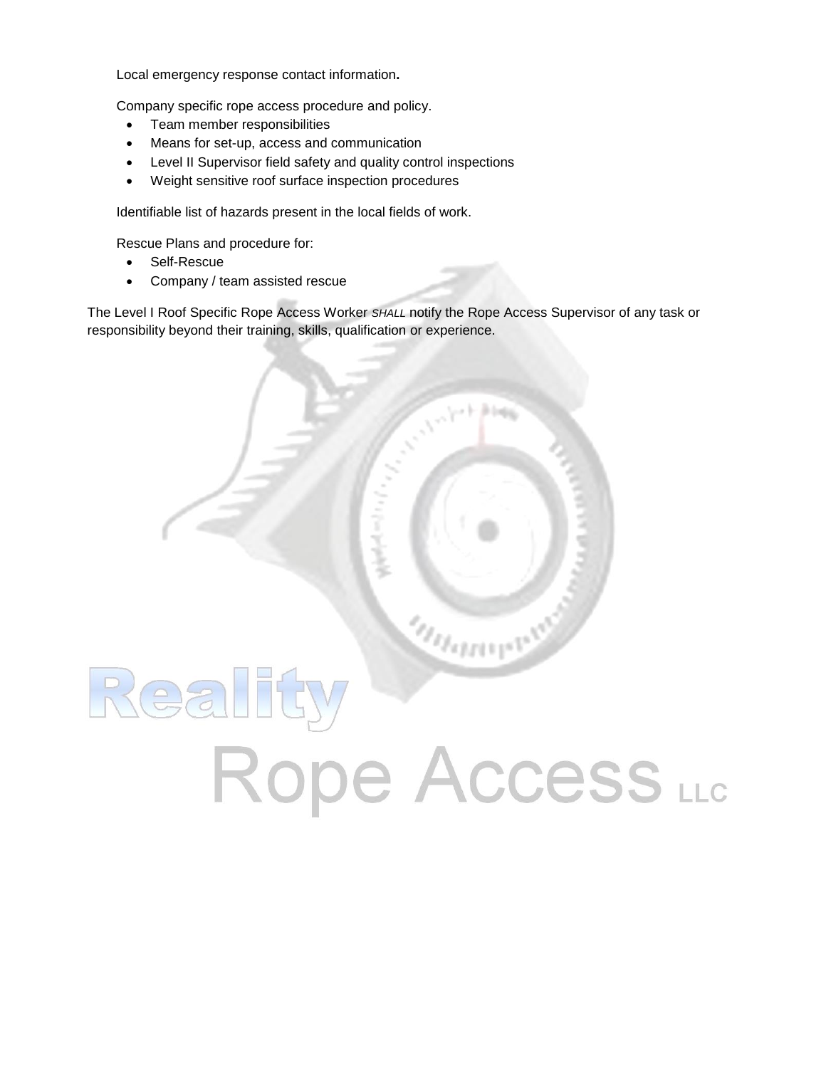Local emergency response contact information**.**

Company specific rope access procedure and policy.

- Team member responsibilities
- Means for set-up, access and communication
- Level II Supervisor field safety and quality control inspections
- Weight sensitive roof surface inspection procedures

Identifiable list of hazards present in the local fields of work.

Rescue Plans and procedure for:

- Self-Rescue
- Company / team assisted rescue

The Level I Roof Specific Rope Access Worker *SHALL* notify the Rope Access Supervisor of any task or responsibility beyond their training, skills, qualification or experience.